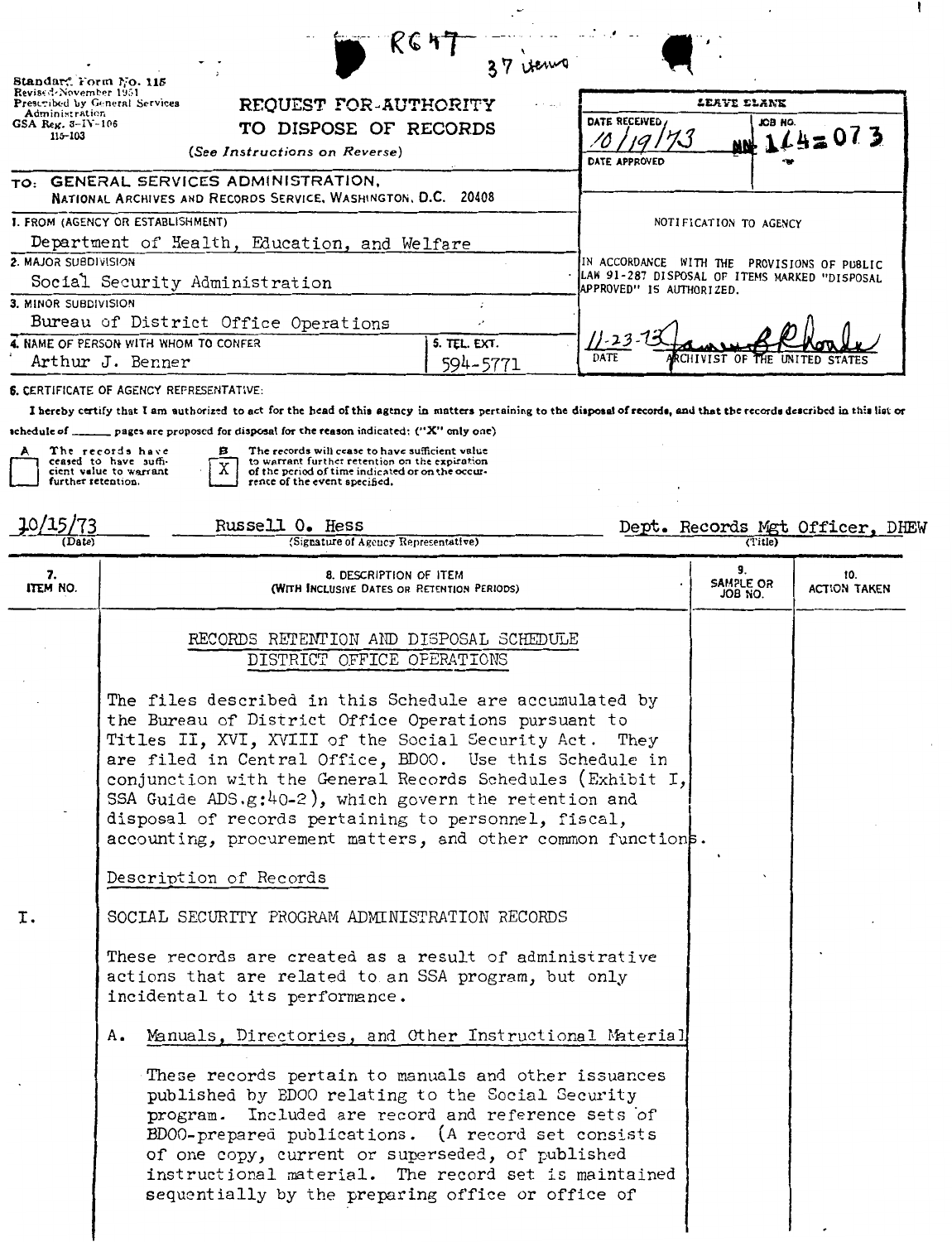RG47 37 items

Standard Form No. 115
Revised November 1951
Prescribed by General Services Administration
GSA Reg. 3-IV-106
115-103

# REQUEST FOR AUTHORITY TO DISPOSE OF RECORDS

*(See Instructions on Reverse)*

| LEAVE BLANK | |
|---|---|
| DATE RECEIVED 10/19/73 | JOB NO. NN 164-073 |
| DATE APPROVED | |

TO: GENERAL SERVICES ADMINISTRATION,
NATIONAL ARCHIVES AND RECORDS SERVICE, WASHINGTON, D.C. 20408

1. FROM (AGENCY OR ESTABLISHMENT)
Department of Health, Education, and Welfare

2. MAJOR SUBDIVISION
Social Security Administration

3. MINOR SUBDIVISION
Bureau of District Office Operations

4. NAME OF PERSON WITH WHOM TO CONFER
Arthur J. Benner

5. TEL. EXT.
594-5771

NOTIFICATION TO AGENCY

IN ACCORDANCE WITH THE PROVISIONS OF PUBLIC LAW 91-287 DISPOSAL OF ITEMS MARKED "DISPOSAL APPROVED" IS AUTHORIZED.

11-23-73 [signature] ARCHIVIST OF THE UNITED STATES
DATE

6. CERTIFICATE OF AGENCY REPRESENTATIVE:

I hereby certify that I am authorized to act for the head of this agency in matters pertaining to the disposal of records, and that the records described in this list or schedule of _______ pages are proposed for disposal for the reason indicated: ("X" only one)

- [ ] A The records have ceased to have sufficient value to warrant further retention.
- [X] B The records will cease to have sufficient value to warrant further retention on the expiration of the period of time indicated or on the occurrence of the event specified.

| (Date) | (Signature of Agency Representative) | (Title) |
|---|---|---|
| 10/15/73 | Russell O. Hess | Dept. Records Mgt Officer, DHEW |

| 7. ITEM NO. | 8. DESCRIPTION OF ITEM (WITH INCLUSIVE DATES OR RETENTION PERIODS) | 9. SAMPLE OR JOB NO. | 10. ACTION TAKEN |
|---|---|---|---|

## RECORDS RETENTION AND DISPOSAL SCHEDULE DISTRICT OFFICE OPERATIONS

The files described in this Schedule are accumulated by the Bureau of District Office Operations pursuant to Titles II, XVI, XVIII of the Social Security Act. They are filed in Central Office, BDOO. Use this Schedule in conjunction with the General Records Schedules (Exhibit I, SSA Guide ADS.g:40-2), which govern the retention and disposal of records pertaining to personnel, fiscal, accounting, procurement matters, and other common functions.

Description of Records

I. SOCIAL SECURITY PROGRAM ADMINISTRATION RECORDS

These records are created as a result of administrative actions that are related to an SSA program, but only incidental to its performance.

A. Manuals, Directories, and Other Instructional Material

These records pertain to manuals and other issuances published by BDOO relating to the Social Security program. Included are record and reference sets of BDOO-prepared publications. (A record set consists of one copy, current or superseded, of published instructional material. The record set is maintained sequentially by the preparing office or office of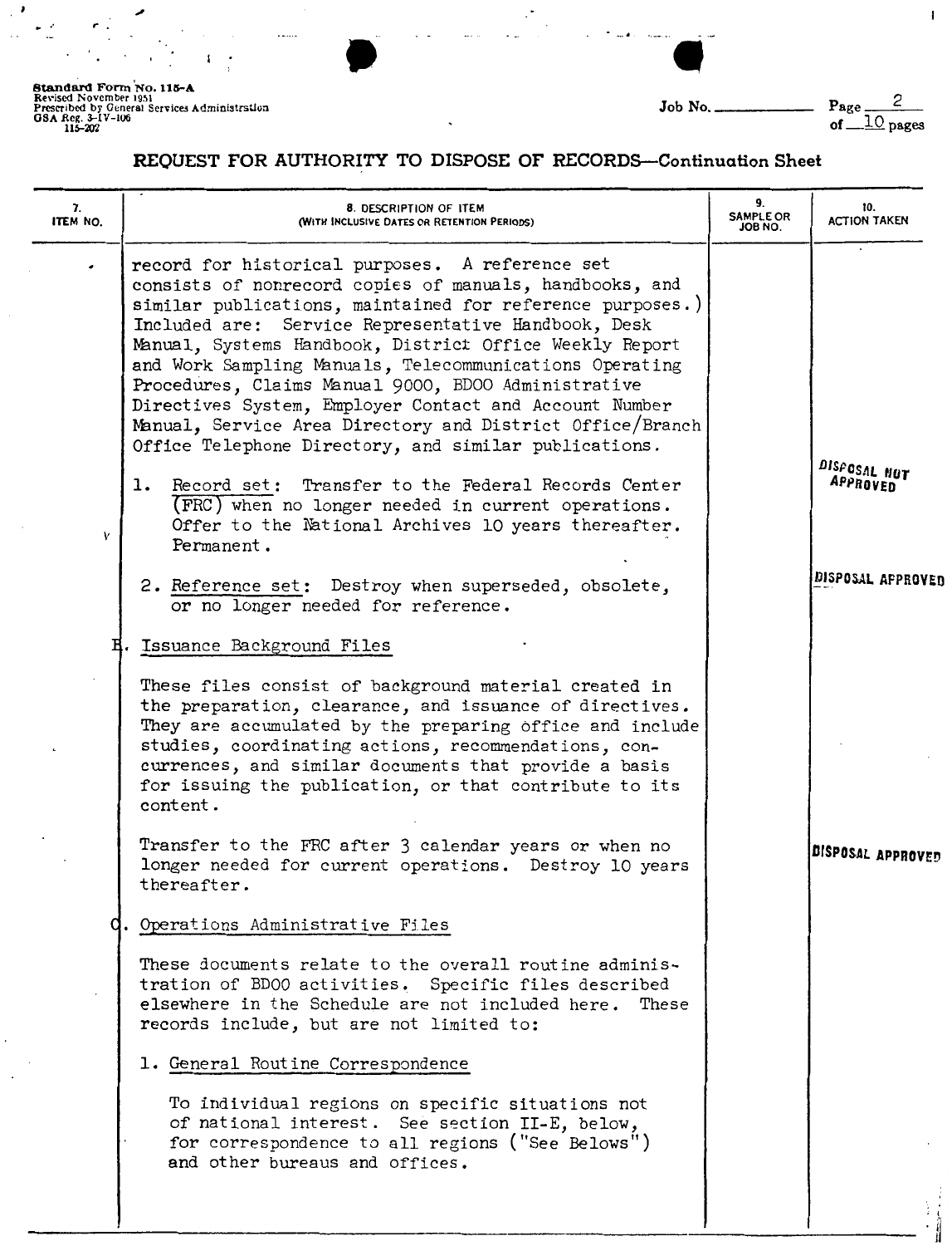Standard Form No. 115-A
Revised November 1951
Prescribed by General Services Administration
GSA Reg. 3-IV-106
115-202

Job No. ______

## REQUEST FOR AUTHORITY TO DISPOSE OF RECORDS—Continuation Sheet

| 7. ITEM NO. | 8. DESCRIPTION OF ITEM (WITH INCLUSIVE DATES OR RETENTION PERIODS) | 9. SAMPLE OR JOB NO. | 10. ACTION TAKEN |
|---|---|---|---|
| | record for historical purposes. A reference set consists of nonrecord copies of manuals, handbooks, and similar publications, maintained for reference purposes.) Included are: Service Representative Handbook, Desk Manual, Systems Handbook, District Office Weekly Report and Work Sampling Manuals, Telecommunications Operating Procedures, Claims Manual 9000, BDOO Administrative Directives System, Employer Contact and Account Number Manual, Service Area Directory and District Office/Branch Office Telephone Directory, and similar publications. | | |
| | 1. Record set: Transfer to the Federal Records Center (FRC) when no longer needed in current operations. Offer to the National Archives 10 years thereafter. Permanent. | | DISPOSAL NOT APPROVED |
| | 2. Reference set: Destroy when superseded, obsolete, or no longer needed for reference. | | DISPOSAL APPROVED |
| | B. Issuance Background Files | | |
| | These files consist of background material created in the preparation, clearance, and issuance of directives. They are accumulated by the preparing office and include studies, coordinating actions, recommendations, concurrences, and similar documents that provide a basis for issuing the publication, or that contribute to its content. | | |
| | Transfer to the FRC after 3 calendar years or when no longer needed for current operations. Destroy 10 years thereafter. | | DISPOSAL APPROVED |
| | C. Operations Administrative Files | | |
| | These documents relate to the overall routine administration of BDOO activities. Specific files described elsewhere in the Schedule are not included here. These records include, but are not limited to: | | |
| | 1. General Routine Correspondence | | |
| | To individual regions on specific situations not of national interest. See section II-E, below, for correspondence to all regions ("See Belows") and other bureaus and offices. | | |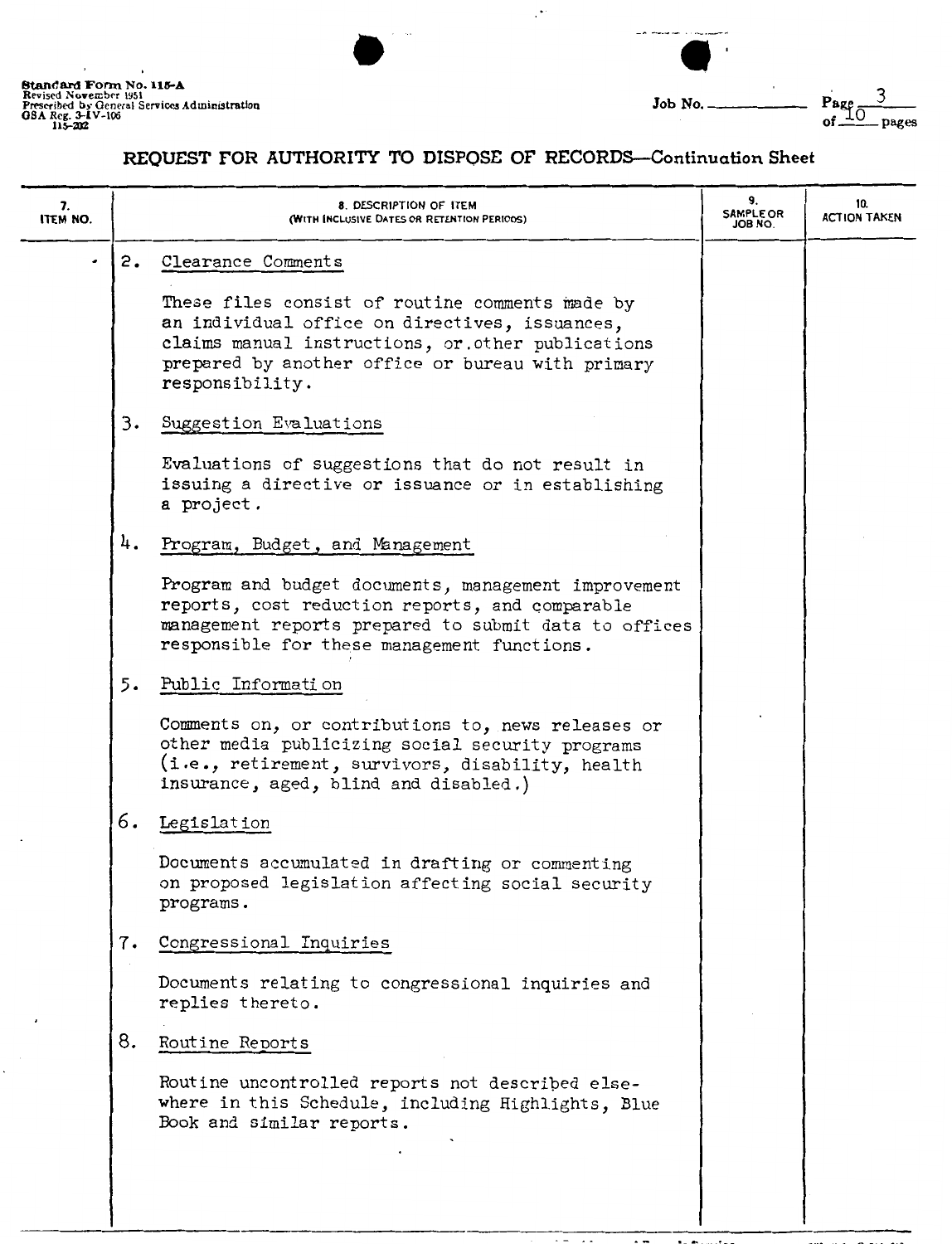Standard Form No. 115-A
Revised November 1951
Prescribed by General Services Administration
GSA Reg. 3-IV-106
115-202

Job No. ________

## REQUEST FOR AUTHORITY TO DISPOSE OF RECORDS—Continuation Sheet

| 7. ITEM NO. | 8. DESCRIPTION OF ITEM (WITH INCLUSIVE DATES OR RETENTION PERIODS) | 9. SAMPLE OR JOB NO. | 10. ACTION TAKEN |
|---|---|---|---|
| | 2. Clearance Comments<br><br>These files consist of routine comments made by an individual office on directives, issuances, claims manual instructions, or other publications prepared by another office or bureau with primary responsibility. | | |
| | 3. Suggestion Evaluations<br><br>Evaluations of suggestions that do not result in issuing a directive or issuance or in establishing a project. | | |
| | 4. Program, Budget, and Management<br><br>Program and budget documents, management improvement reports, cost reduction reports, and comparable management reports prepared to submit data to offices responsible for these management functions. | | |
| | 5. Public Information<br><br>Comments on, or contributions to, news releases or other media publicizing social security programs (i.e., retirement, survivors, disability, health insurance, aged, blind and disabled.) | | |
| | 6. Legislation<br><br>Documents accumulated in drafting or commenting on proposed legislation affecting social security programs. | | |
| | 7. Congressional Inquiries<br><br>Documents relating to congressional inquiries and replies thereto. | | |
| | 8. Routine Reports<br><br>Routine uncontrolled reports not described elsewhere in this Schedule, including Highlights, Blue Book and similar reports. | | |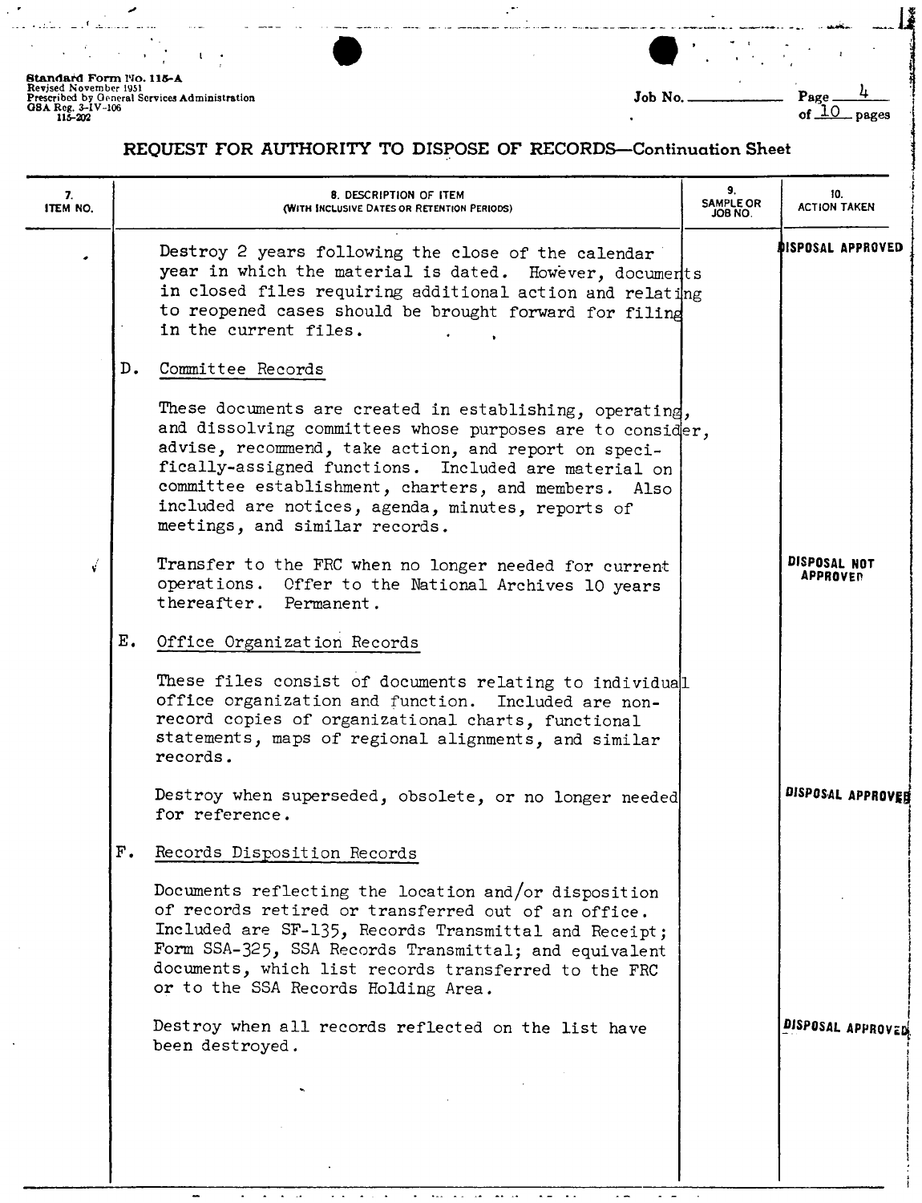Standard Form No. 115-A
Revised November 1951
Prescribed by General Services Administration
GSA Reg. 3-IV-106
115-202

Job No. ______

## REQUEST FOR AUTHORITY TO DISPOSE OF RECORDS—Continuation Sheet

| 7. ITEM NO. | 8. DESCRIPTION OF ITEM (WITH INCLUSIVE DATES OR RETENTION PERIODS) | 9. SAMPLE OR JOB NO. | 10. ACTION TAKEN |
|---|---|---|---|
| | Destroy 2 years following the close of the calendar year in which the material is dated. However, documents in closed files requiring additional action and relating to reopened cases should be brought forward for filing in the current files. | | DISPOSAL APPROVED |
| | D. Committee Records | | |
| | These documents are created in establishing, operating, and dissolving committees whose purposes are to consider, advise, recommend, take action, and report on specifically-assigned functions. Included are material on committee establishment, charters, and members. Also included are notices, agenda, minutes, reports of meetings, and similar records. | | |
| √ | Transfer to the FRC when no longer needed for current operations. Offer to the National Archives 10 years thereafter. Permanent. | | DISPOSAL NOT APPROVED |
| | E. Office Organization Records | | |
| | These files consist of documents relating to individual office organization and function. Included are non-record copies of organizational charts, functional statements, maps of regional alignments, and similar records. | | |
| | Destroy when superseded, obsolete, or no longer needed for reference. | | DISPOSAL APPROVED |
| | F. Records Disposition Records | | |
| | Documents reflecting the location and/or disposition of records retired or transferred out of an office. Included are SF-135, Records Transmittal and Receipt; Form SSA-325, SSA Records Transmittal; and equivalent documents, which list records transferred to the FRC or to the SSA Records Holding Area. | | |
| | Destroy when all records reflected on the list have been destroyed. | | DISPOSAL APPROVED |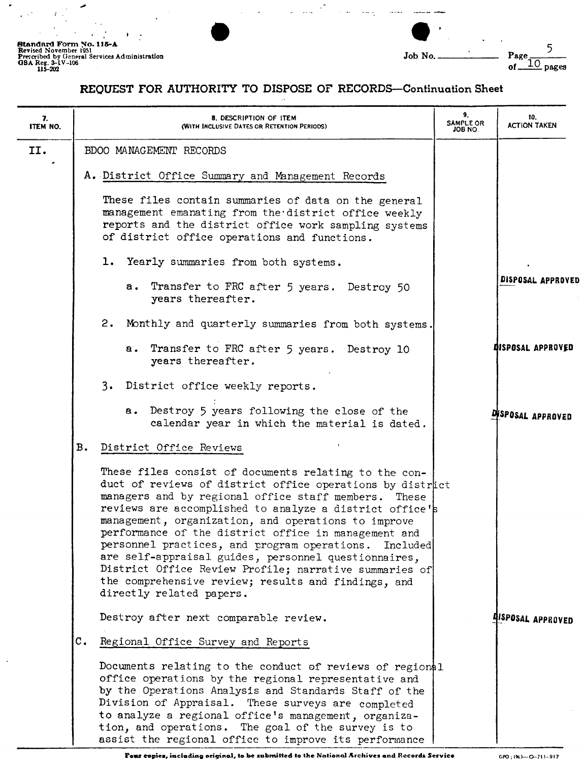**Standard Form No. 115-A**
Revised November 1951
Prescribed by General Services Administration
GSA Reg. 3-IV-106
115-202

Job No. ________ Page 5 of 10 pages

## REQUEST FOR AUTHORITY TO DISPOSE OF RECORDS—Continuation Sheet

| 7. ITEM NO. | 8. DESCRIPTION OF ITEM (WITH INCLUSIVE DATES OR RETENTION PERIODS) | 9. SAMPLE OR JOB NO. | 10. ACTION TAKEN |
|---|---|---|---|
| II. | BDOO MANAGEMENT RECORDS | | |
| | A. District Office Summary and Management Records | | |
| | These files contain summaries of data on the general management emanating from the district office weekly reports and the district office work sampling systems of district office operations and functions. | | |
| | 1. Yearly summaries from both systems. | | |
| | a. Transfer to FRC after 5 years. Destroy 50 years thereafter. | | DISPOSAL APPROVED |
| | 2. Monthly and quarterly summaries from both systems. | | |
| | a. Transfer to FRC after 5 years. Destroy 10 years thereafter. | | DISPOSAL APPROVED |
| | 3. District office weekly reports. | | |
| | a. Destroy 5 years following the close of the calendar year in which the material is dated. | | DISPOSAL APPROVED |
| | B. District Office Reviews | | |
| | These files consist of documents relating to the conduct of reviews of district office operations by district managers and by regional office staff members. These reviews are accomplished to analyze a district office's management, organization, and operations to improve performance of the district office in management and personnel practices, and program operations. Included are self-appraisal guides, personnel questionnaires, District Office Review Profile; narrative summaries of the comprehensive review; results and findings, and directly related papers. | | |
| | Destroy after next comparable review. | | DISPOSAL APPROVED |
| | C. Regional Office Survey and Reports | | |
| | Documents relating to the conduct of reviews of regional office operations by the regional representative and by the Operations Analysis and Standards Staff of the Division of Appraisal. These surveys are completed to analyze a regional office's management, organization, and operations. The goal of the survey is to assist the regional office to improve its performance | | |

Four copies, including original, to be submitted to the National Archives and Records Service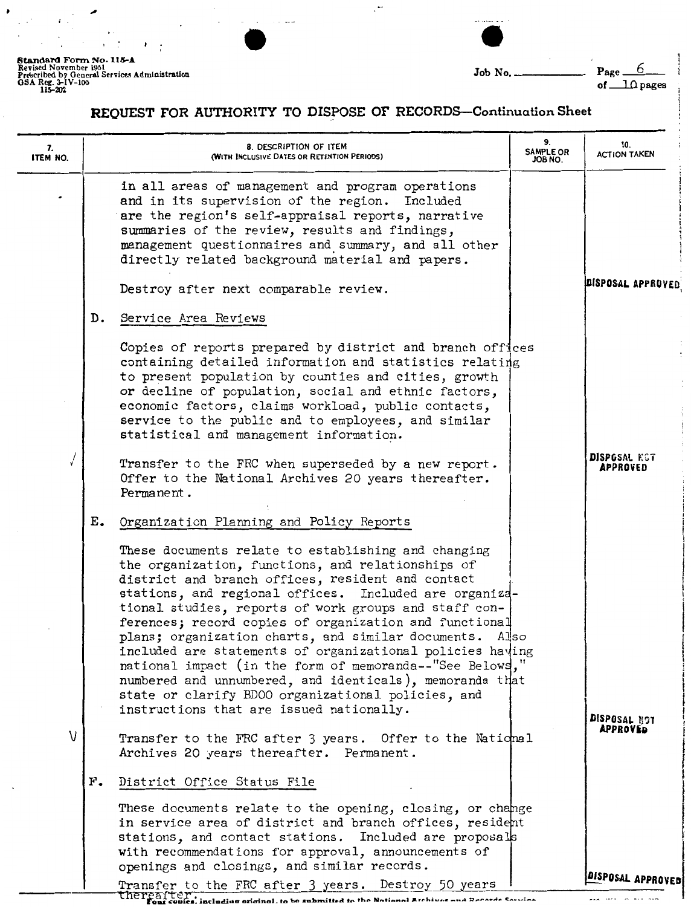Standard Form No. 115-A
Revised November 1951
Prescribed by General Services Administration
GSA Reg. 3-IV-106
115-202

Job No. ______ Page 6 of 10 pages

## REQUEST FOR AUTHORITY TO DISPOSE OF RECORDS—Continuation Sheet

| 7. ITEM NO. | 8. DESCRIPTION OF ITEM (WITH INCLUSIVE DATES OR RETENTION PERIODS) | 9. SAMPLE OR JOB NO. | 10. ACTION TAKEN |
|---|---|---|---|
| | in all areas of management and program operations and in its supervision of the region. Included are the region's self-appraisal reports, narrative summaries of the review, results and findings, management questionnaires and summary, and all other directly related background material and papers. | | |
| | Destroy after next comparable review. | | DISPOSAL APPROVED |
| | D. Service Area Reviews | | |
| | Copies of reports prepared by district and branch offices containing detailed information and statistics relating to present population by counties and cities, growth or decline of population, social and ethnic factors, economic factors, claims workload, public contacts, service to the public and to employees, and similar statistical and management information. | | |
| √ | Transfer to the FRC when superseded by a new report. Offer to the National Archives 20 years thereafter. Permanent. | | DISPOSAL NOT APPROVED |
| | E. Organization Planning and Policy Reports | | |
| | These documents relate to establishing and changing the organization, functions, and relationships of district and branch offices, resident and contact stations, and regional offices. Included are organizational studies, reports of work groups and staff conferences; record copies of organization and functional plans; organization charts, and similar documents. Also included are statements of organizational policies having national impact (in the form of memoranda--"See Belows," numbered and unnumbered, and identicals), memoranda that state or clarify BDOO organizational policies, and instructions that are issued nationally. | | |
| V | Transfer to the FRC after 3 years. Offer to the National Archives 20 years thereafter. Permanent. | | DISPOSAL NOT APPROVED |
| | F. District Office Status File | | |
| | These documents relate to the opening, closing, or change in service area of district and branch offices, resident stations, and contact stations. Included are proposals with recommendations for approval, announcements of openings and closings, and similar records. | | |
| | Transfer to the FRC after 3 years. Destroy 50 years thereafter. | | DISPOSAL APPROVED |

Four copies, including original, to be submitted to the National Archives and Records Service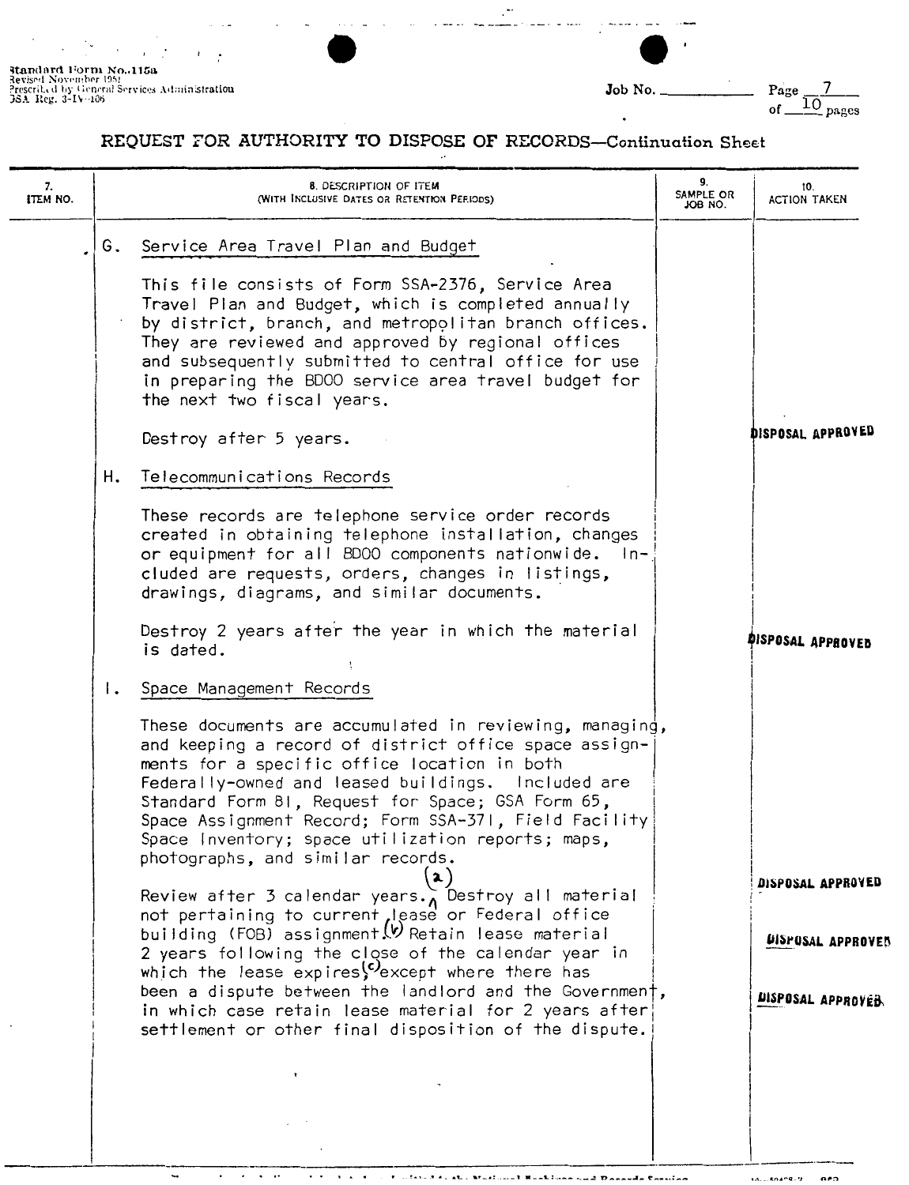Standard Form No. 115a
Revised November 1951
Prescribed by General Services Administration
GSA Reg. 3-IV-106

Job No. ______ Page 7 of 10 pages

# REQUEST FOR AUTHORITY TO DISPOSE OF RECORDS—Continuation Sheet

| 7. ITEM NO. | 8. DESCRIPTION OF ITEM (WITH INCLUSIVE DATES OR RETENTION PERIODS) | 9. SAMPLE OR JOB NO. | 10. ACTION TAKEN |
|---|---|---|---|
| | G. Service Area Travel Plan and Budget<br><br>This file consists of Form SSA-2376, Service Area Travel Plan and Budget, which is completed annually by district, branch, and metropolitan branch offices. They are reviewed and approved by regional offices and subsequently submitted to central office for use in preparing the BDOO service area travel budget for the next two fiscal years.<br><br>Destroy after 5 years. | | DISPOSAL APPROVED |
| | H. Telecommunications Records<br><br>These records are telephone service order records created in obtaining telephone installation, changes or equipment for all BDOO components nationwide. Included are requests, orders, changes in listings, drawings, diagrams, and similar documents.<br><br>Destroy 2 years after the year in which the material is dated. | | DISPOSAL APPROVED |
| | I. Space Management Records<br><br>These documents are accumulated in reviewing, managing, and keeping a record of district office space assignments for a specific office location in both Federally-owned and leased buildings. Included are Standard Form 81, Request for Space; GSA Form 65, Space Assignment Record; Form SSA-371, Field Facility Space Inventory; space utilization reports; maps, photographs, and similar records.<br><br>Review after 3 calendar years. (a) Destroy all material not pertaining to current lease or Federal office building (FOB) assignment. (b) Retain lease material 2 years following the close of the calendar year in which the lease expires, (c) except where there has been a dispute between the landlord and the Government, in which case retain lease material for 2 years after settlement or other final disposition of the dispute. | | DISPOSAL APPROVED<br><br>DISPOSAL APPROVED<br><br>DISPOSAL APPROVED |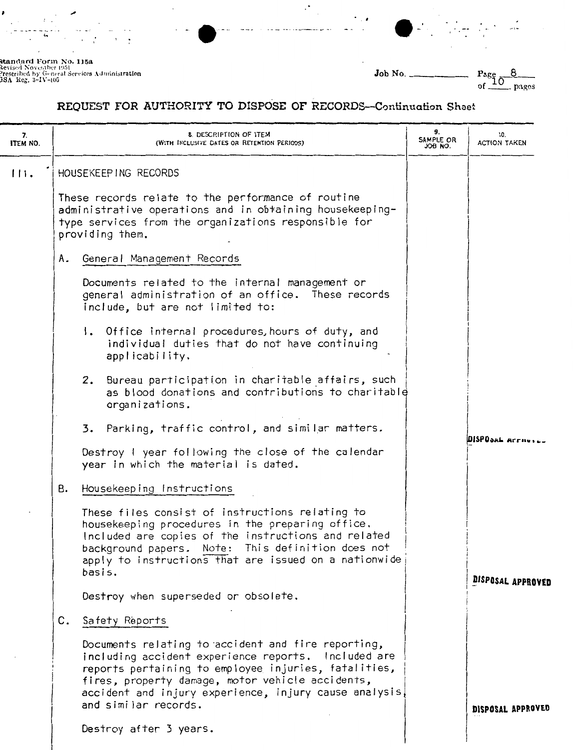Standard Form No. 115a
Revised November 1951
Prescribed by General Services Administration
GSA Reg. 3-IV-106

Job No. ________

## REQUEST FOR AUTHORITY TO DISPOSE OF RECORDS—Continuation Sheet

| 7. ITEM NO. | 8. DESCRIPTION OF ITEM (WITH INCLUSIVE DATES OR RETENTION PERIODS) | 9. SAMPLE OR JOB NO. | 10. ACTION TAKEN |
|---|---|---|---|
| III. | HOUSEKEEPING RECORDS<br><br>These records relate to the performance of routine administrative operations and in obtaining housekeeping-type services from the organizations responsible for providing them. | | |
| | A. General Management Records<br><br>Documents related to the internal management or general administration of an office. These records include, but are not limited to:<br><br>1. Office internal procedures, hours of duty, and individual duties that do not have continuing applicability.<br><br>2. Bureau participation in charitable affairs, such as blood donations and contributions to charitable organizations.<br><br>3. Parking, traffic control, and similar matters.<br><br>Destroy 1 year following the close of the calendar year in which the material is dated. | | DISPOSAL APPROVED |
| | B. Housekeeping Instructions<br><br>These files consist of instructions relating to housekeeping procedures in the preparing office. Included are copies of the instructions and related background papers. Note: This definition does not apply to instructions that are issued on a nationwide basis.<br><br>Destroy when superseded or obsolete. | | DISPOSAL APPROVED |
| | C. Safety Reports<br><br>Documents relating to accident and fire reporting, including accident experience reports. Included are reports pertaining to employee injuries, fatalities, fires, property damage, motor vehicle accidents, accident and injury experience, injury cause analysis, and similar records.<br><br>Destroy after 3 years. | | DISPOSAL APPROVED |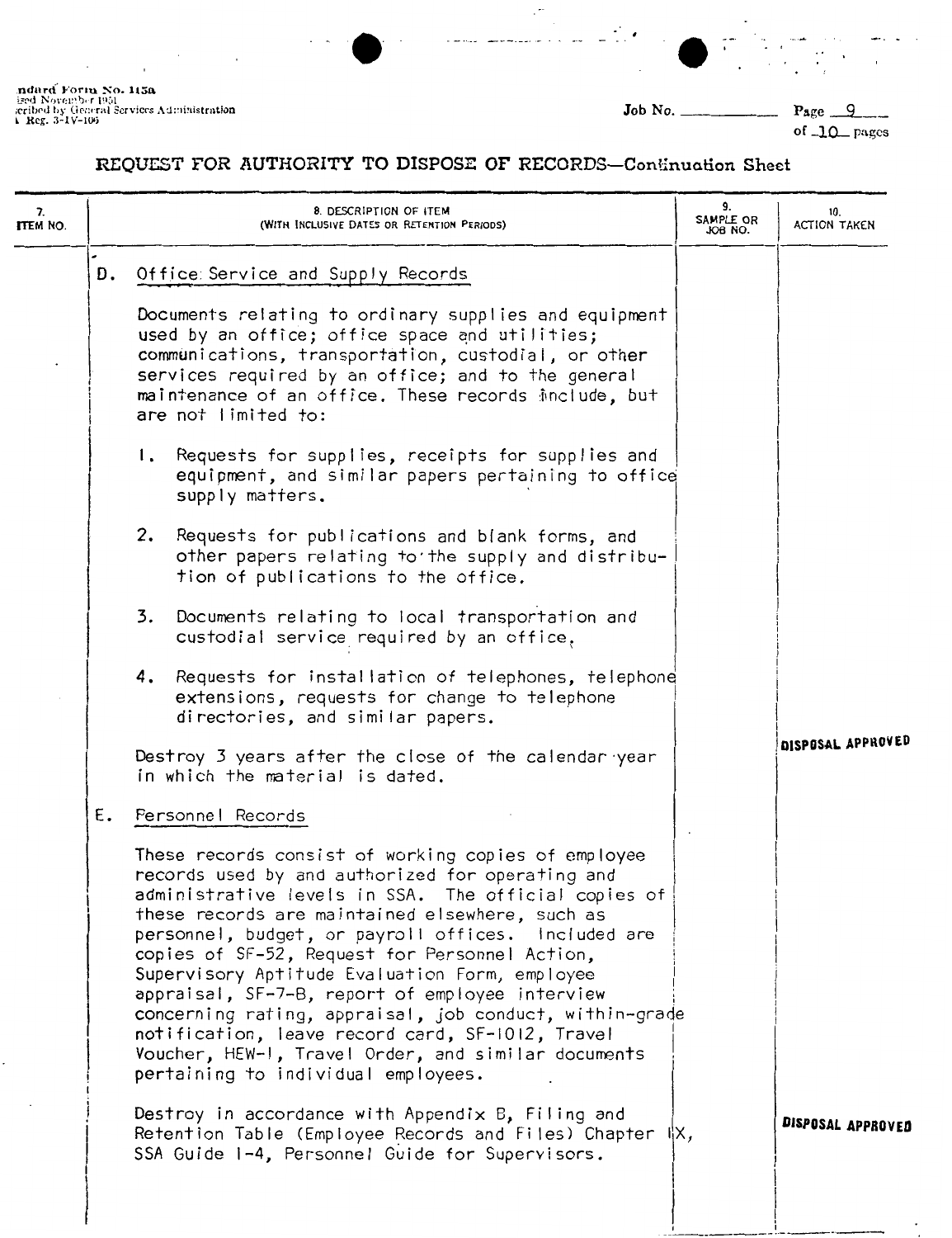Standard Form No. 115a
Revised November 1951
Prescribed by General Services Administration
GSA Reg. 3-IV-106

Job No. ________ Page 9 of 10 pages

# REQUEST FOR AUTHORITY TO DISPOSE OF RECORDS—Continuation Sheet

| 7. ITEM NO. | 8. DESCRIPTION OF ITEM (WITH INCLUSIVE DATES OR RETENTION PERIODS) | 9. SAMPLE OR JOB NO. | 10. ACTION TAKEN |
|---|---|---|---|
| | D. Office Service and Supply Records | | |
| | Documents relating to ordinary supplies and equipment used by an office; office space and utilities; communications, transportation, custodial, or other services required by an office; and to the general maintenance of an office. These records include, but are not limited to: | | |
| | 1. Requests for supplies, receipts for supplies and equipment, and similar papers pertaining to office supply matters. | | |
| | 2. Requests for publications and blank forms, and other papers relating to the supply and distribution of publications to the office. | | |
| | 3. Documents relating to local transportation and custodial service required by an office. | | |
| | 4. Requests for installation of telephones, telephone extensions, requests for change to telephone directories, and similar papers. | | |
| | Destroy 3 years after the close of the calendar year in which the material is dated. | | DISPOSAL APPROVED |
| | E. Personnel Records | | |
| | These records consist of working copies of employee records used by and authorized for operating and administrative levels in SSA. The official copies of these records are maintained elsewhere, such as personnel, budget, or payroll offices. Included are copies of SF-52, Request for Personnel Action, Supervisory Aptitude Evaluation Form, employee appraisal, SF-7-B, report of employee interview concerning rating, appraisal, job conduct, within-grade notification, leave record card, SF-1012, Travel Voucher, HEW-1, Travel Order, and similar documents pertaining to individual employees. | | |
| | Destroy in accordance with Appendix B, Filing and Retention Table (Employee Records and Files) Chapter IX, SSA Guide 1-4, Personnel Guide for Supervisors. | | DISPOSAL APPROVED |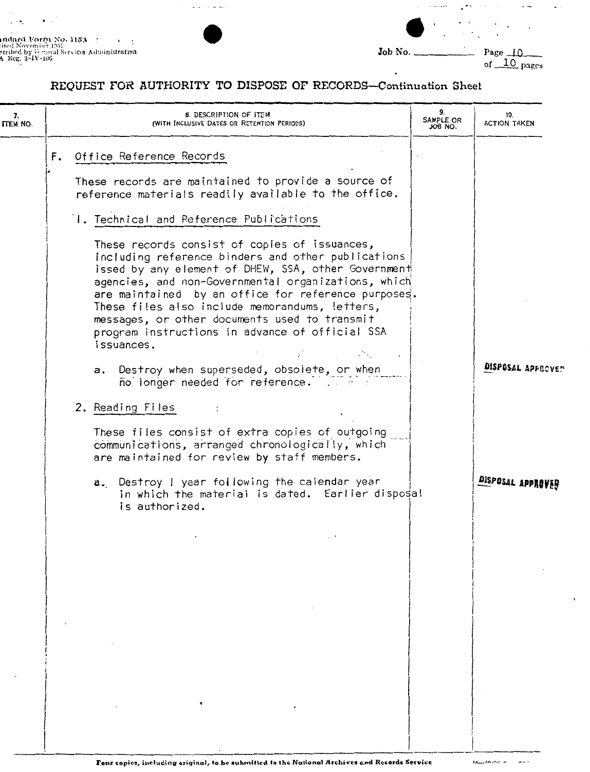Standard Form No. 115A
Revised November 1951
Prescribed by General Services Administration
GSA Reg. 3-IV-106

Job No. ______ Page 10 of 10 pages

## REQUEST FOR AUTHORITY TO DISPOSE OF RECORDS—Continuation Sheet

| 7. ITEM NO. | 8. DESCRIPTION OF ITEM (WITH INCLUSIVE DATES OR RETENTION PERIODS) | 9. SAMPLE OR JOB NO. | 10. ACTION TAKEN |
|---|---|---|---|
| | F. Office Reference Records | | |
| | These records are maintained to provide a source of reference materials readily available to the office. | | |
| | 1. Technical and Reference Publications | | |
| | These records consist of copies of issuances, including reference binders and other publications issed by any element of DHEW, SSA, other Government agencies, and non-Governmental organizations, which are maintained by an office for reference purposes. These files also include memorandums, letters, messages, or other documents used to transmit program instructions in advance of official SSA issuances. | | |
| | a. Destroy when superseded, obsolete, or when no longer needed for reference. | | DISPOSAL APPROVED |
| | 2. Reading Files | | |
| | These files consist of extra copies of outgoing communications, arranged chronologically, which are maintained for review by staff members. | | |
| | a. Destroy 1 year following the calendar year in which the material is dated. Earlier disposal is authorized. | | DISPOSAL APPROVED |

Four copies, including original, to be submitted to the National Archives and Records Service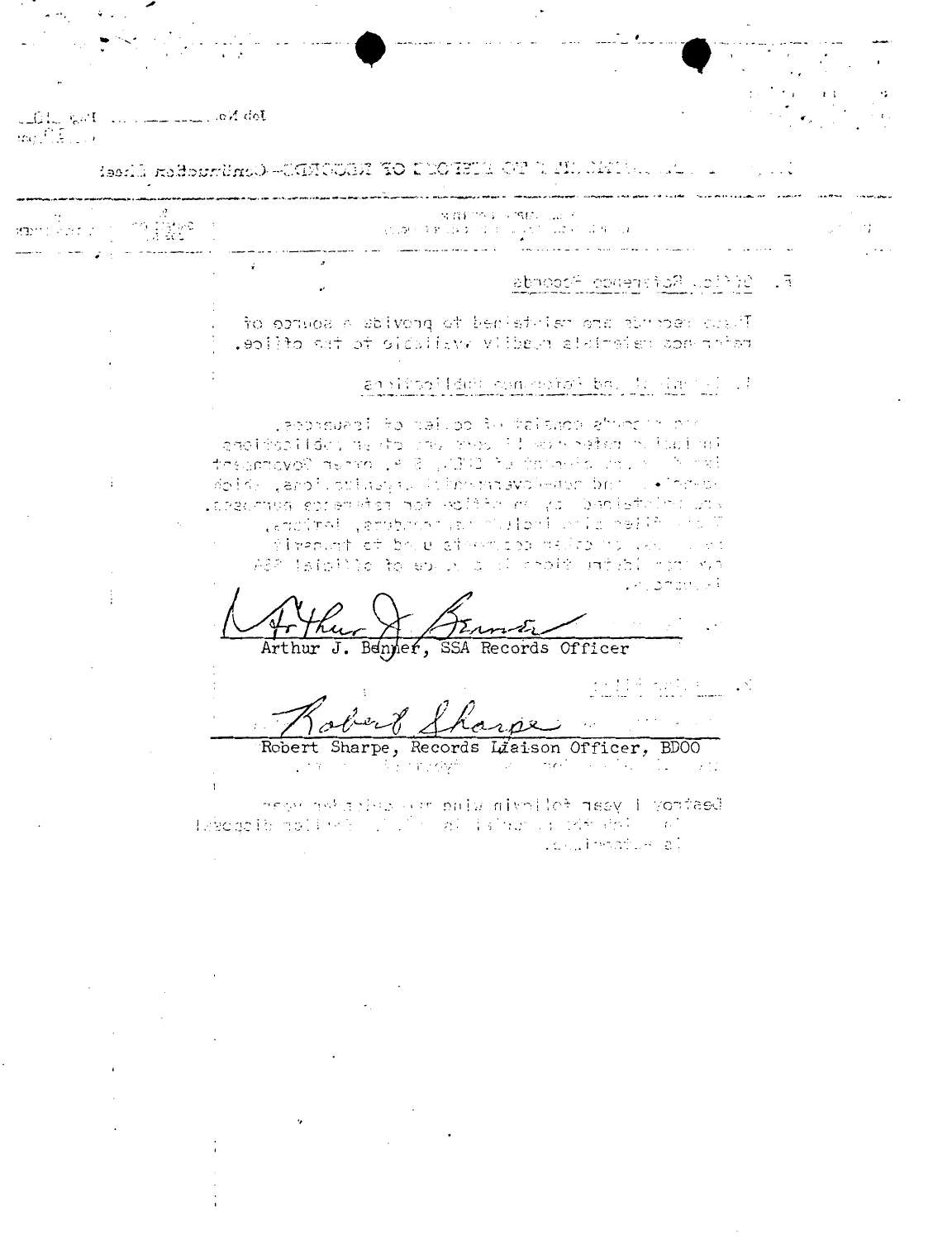F. Office Reference Records

These records are maintained to provide a source of reference materials readily available to the office.

Arthur J. Benner, SSA Records Officer

Robert Sharpe, Records Liaison Officer, BDOO

Destroy 1 year following